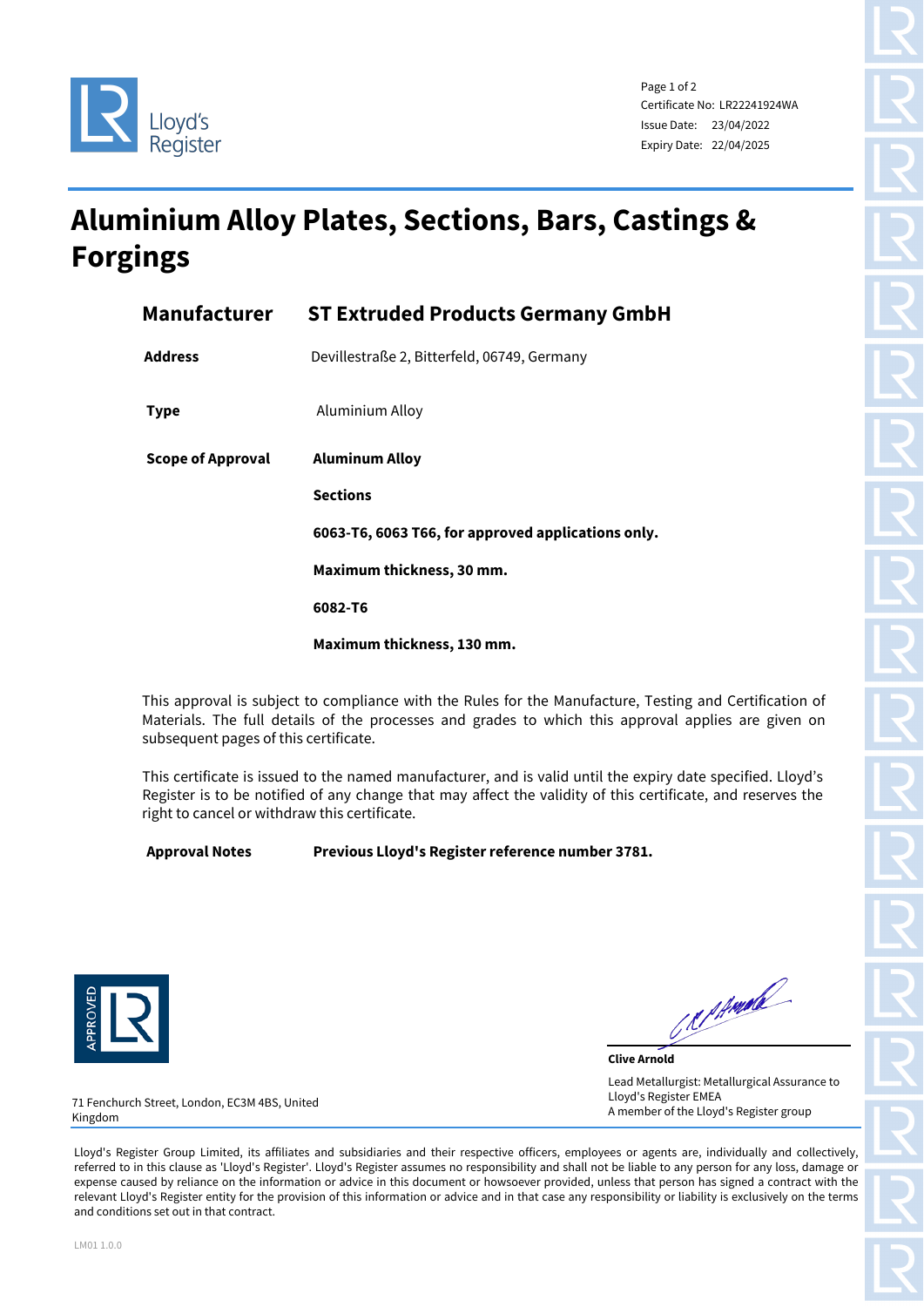Lloyd's Register

Certificate No: LR22241924WA
Issue Date: 23/04/2022
Expiry Date: 22/04/2025

# Aluminium Alloy Plates, Sections, Bars, Castings & Forgings

| | |
|---|---|
| **Manufacturer** | **ST Extruded Products Germany GmbH** |
| **Address** | Devillestraße 2, Bitterfeld, 06749, Germany |
| **Type** | Aluminium Alloy |
| **Scope of Approval** | **Aluminum Alloy** |
| | **Sections** |
| | **6063-T6, 6063 T66, for approved applications only.** |
| | **Maximum thickness, 30 mm.** |
| | **6082-T6** |
| | **Maximum thickness, 130 mm.** |

This approval is subject to compliance with the Rules for the Manufacture, Testing and Certification of Materials. The full details of the processes and grades to which this approval applies are given on subsequent pages of this certificate.

This certificate is issued to the named manufacturer, and is valid until the expiry date specified. Lloyd's Register is to be notified of any change that may affect the validity of this certificate, and reserves the right to cancel or withdraw this certificate.

**Approval Notes** **Previous Lloyd's Register reference number 3781.**

APPROVED LR

**Clive Arnold**
Lead Metallurgist: Metallurgical Assurance to Lloyd's Register EMEA
A member of the Lloyd's Register group

71 Fenchurch Street, London, EC3M 4BS, United Kingdom

Lloyd's Register Group Limited, its affiliates and subsidiaries and their respective officers, employees or agents are, individually and collectively, referred to in this clause as 'Lloyd's Register'. Lloyd's Register assumes no responsibility and shall not be liable to any person for any loss, damage or expense caused by reliance on the information or advice in this document or howsoever provided, unless that person has signed a contract with the relevant Lloyd's Register entity for the provision of this information or advice and in that case any responsibility or liability is exclusively on the terms and conditions set out in that contract.

LM01 1.0.0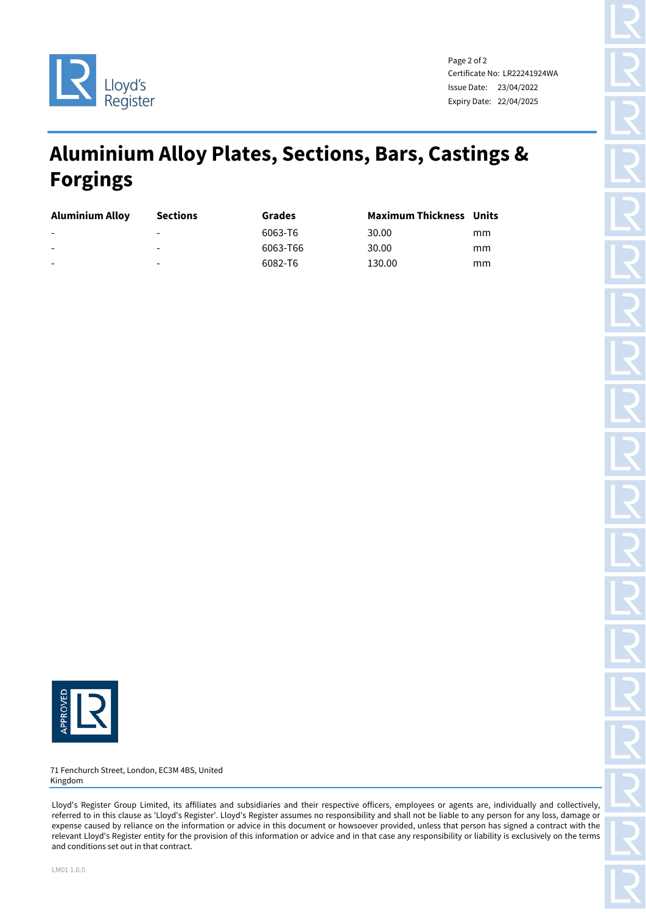Certificate No: LR22241924WA
Issue Date: 23/04/2022
Expiry Date: 22/04/2025

# Aluminium Alloy Plates, Sections, Bars, Castings & Forgings

| Aluminium Alloy | Sections | Grades | Maximum Thickness | Units |
|---|---|---|---|---|
| - | - | 6063-T6 | 30.00 | mm |
| - | - | 6063-T66 | 30.00 | mm |
| - | - | 6082-T6 | 130.00 | mm |

71 Fenchurch Street, London, EC3M 4BS, United Kingdom

Lloyd's Register Group Limited, its affiliates and subsidiaries and their respective officers, employees or agents are, individually and collectively, referred to in this clause as 'Lloyd's Register'. Lloyd's Register assumes no responsibility and shall not be liable to any person for any loss, damage or expense caused by reliance on the information or advice in this document or howsoever provided, unless that person has signed a contract with the relevant Lloyd's Register entity for the provision of this information or advice and in that case any responsibility or liability is exclusively on the terms and conditions set out in that contract.

LM01 1.0.0